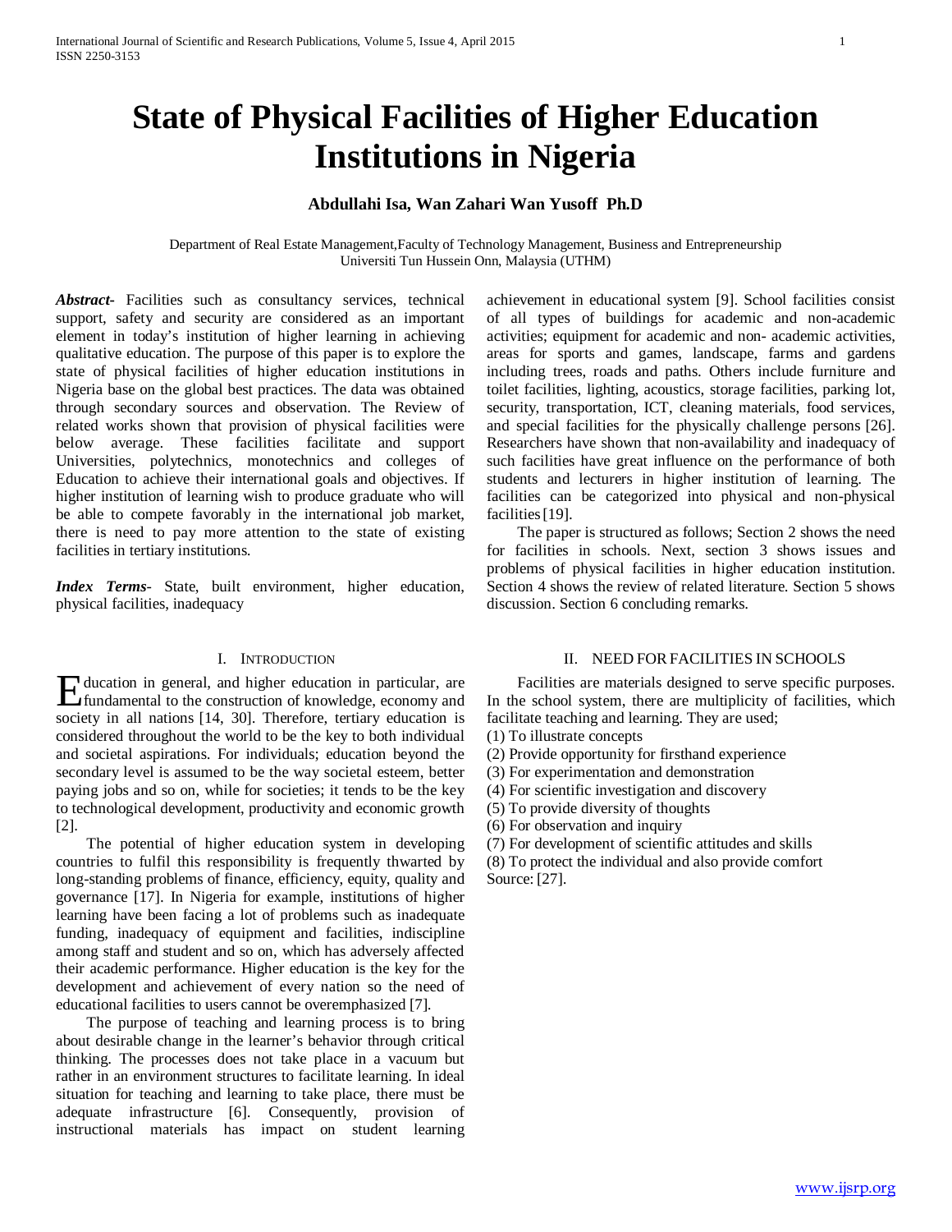# State of Physical Facilities of Higher Education Institutions in Nigeria

**Abdullahi Isa, Wan Zahari Wan Yusoff Ph.D**

Department of Real Estate Management,Faculty of Technology Management, Business and Entrepreneurship
Universiti Tun Hussein Onn, Malaysia (UTHM)

***Abstract-*** Facilities such as consultancy services, technical support, safety and security are considered as an important element in today's institution of higher learning in achieving qualitative education. The purpose of this paper is to explore the state of physical facilities of higher education institutions in Nigeria base on the global best practices. The data was obtained through secondary sources and observation. The Review of related works shown that provision of physical facilities were below average. These facilities facilitate and support Universities, polytechnics, monotechnics and colleges of Education to achieve their international goals and objectives. If higher institution of learning wish to produce graduate who will be able to compete favorably in the international job market, there is need to pay more attention to the state of existing facilities in tertiary institutions.

***Index Terms*-** State, built environment, higher education, physical facilities, inadequacy

## I. Introduction

Education in general, and higher education in particular, are fundamental to the construction of knowledge, economy and society in all nations [14, 30]. Therefore, tertiary education is considered throughout the world to be the key to both individual and societal aspirations. For individuals; education beyond the secondary level is assumed to be the way societal esteem, better paying jobs and so on, while for societies; it tends to be the key to technological development, productivity and economic growth [2].

The potential of higher education system in developing countries to fulfil this responsibility is frequently thwarted by long-standing problems of finance, efficiency, equity, quality and governance [17]. In Nigeria for example, institutions of higher learning have been facing a lot of problems such as inadequate funding, inadequacy of equipment and facilities, indiscipline among staff and student and so on, which has adversely affected their academic performance. Higher education is the key for the development and achievement of every nation so the need of educational facilities to users cannot be overemphasized [7].

The purpose of teaching and learning process is to bring about desirable change in the learner's behavior through critical thinking. The processes does not take place in a vacuum but rather in an environment structures to facilitate learning. In ideal situation for teaching and learning to take place, there must be adequate infrastructure [6]. Consequently, provision of instructional materials has impact on student learning achievement in educational system [9]. School facilities consist of all types of buildings for academic and non-academic activities; equipment for academic and non- academic activities, areas for sports and games, landscape, farms and gardens including trees, roads and paths. Others include furniture and toilet facilities, lighting, acoustics, storage facilities, parking lot, security, transportation, ICT, cleaning materials, food services, and special facilities for the physically challenge persons [26]. Researchers have shown that non-availability and inadequacy of such facilities have great influence on the performance of both students and lecturers in higher institution of learning. The facilities can be categorized into physical and non-physical facilities [19].

The paper is structured as follows; Section 2 shows the need for facilities in schools. Next, section 3 shows issues and problems of physical facilities in higher education institution. Section 4 shows the review of related literature. Section 5 shows discussion. Section 6 concluding remarks.

## II. Need for Facilities in Schools

Facilities are materials designed to serve specific purposes. In the school system, there are multiplicity of facilities, which facilitate teaching and learning. They are used;

(1) To illustrate concepts
(2) Provide opportunity for firsthand experience
(3) For experimentation and demonstration
(4) For scientific investigation and discovery
(5) To provide diversity of thoughts
(6) For observation and inquiry
(7) For development of scientific attitudes and skills
(8) To protect the individual and also provide comfort
Source: [27].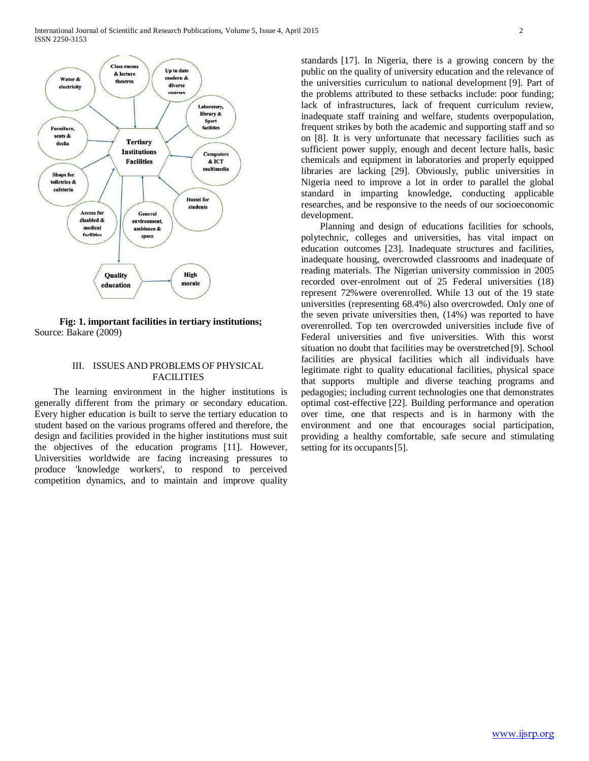Fig: 1. important facilities in tertiary institutions; Source: Bakare (2009)

## III. ISSUES AND PROBLEMS OF PHYSICAL FACILITIES

The learning environment in the higher institutions is generally different from the primary or secondary education. Every higher education is built to serve the tertiary education to student based on the various programs offered and therefore, the design and facilities provided in the higher institutions must suit the objectives of the education programs [11]. However, Universities worldwide are facing increasing pressures to produce 'knowledge workers', to respond to perceived competition dynamics, and to maintain and improve quality standards [17]. In Nigeria, there is a growing concern by the public on the quality of university education and the relevance of the universities curriculum to national development [9]. Part of the problems attributed to these setbacks include: poor funding; lack of infrastructures, lack of frequent curriculum review, inadequate staff training and welfare, students overpopulation, frequent strikes by both the academic and supporting staff and so on [8]. It is very unfortunate that necessary facilities such as sufficient power supply, enough and decent lecture halls, basic chemicals and equipment in laboratories and properly equipped libraries are lacking [29]. Obviously, public universities in Nigeria need to improve a lot in order to parallel the global standard in imparting knowledge, conducting applicable researches, and be responsive to the needs of our socioeconomic development.

Planning and design of educations facilities for schools, polytechnic, colleges and universities, has vital impact on education outcomes [23]. Inadequate structures and facilities, inadequate housing, overcrowded classrooms and inadequate of reading materials. The Nigerian university commission in 2005 recorded over-enrolment out of 25 Federal universities (18) represent 72%were overenrolled. While 13 out of the 19 state universities (representing 68.4%) also overcrowded. Only one of the seven private universities then, (14%) was reported to have overenrolled. Top ten overcrowded universities include five of Federal universities and five universities. With this worst situation no doubt that facilities may be overstretched [9]. School facilities are physical facilities which all individuals have legitimate right to quality educational facilities, physical space that supports multiple and diverse teaching programs and pedagogies; including current technologies one that demonstrates optimal cost-effective [22]. Building performance and operation over time, one that respects and is in harmony with the environment and one that encourages social participation, providing a healthy comfortable, safe secure and stimulating setting for its occupants [5].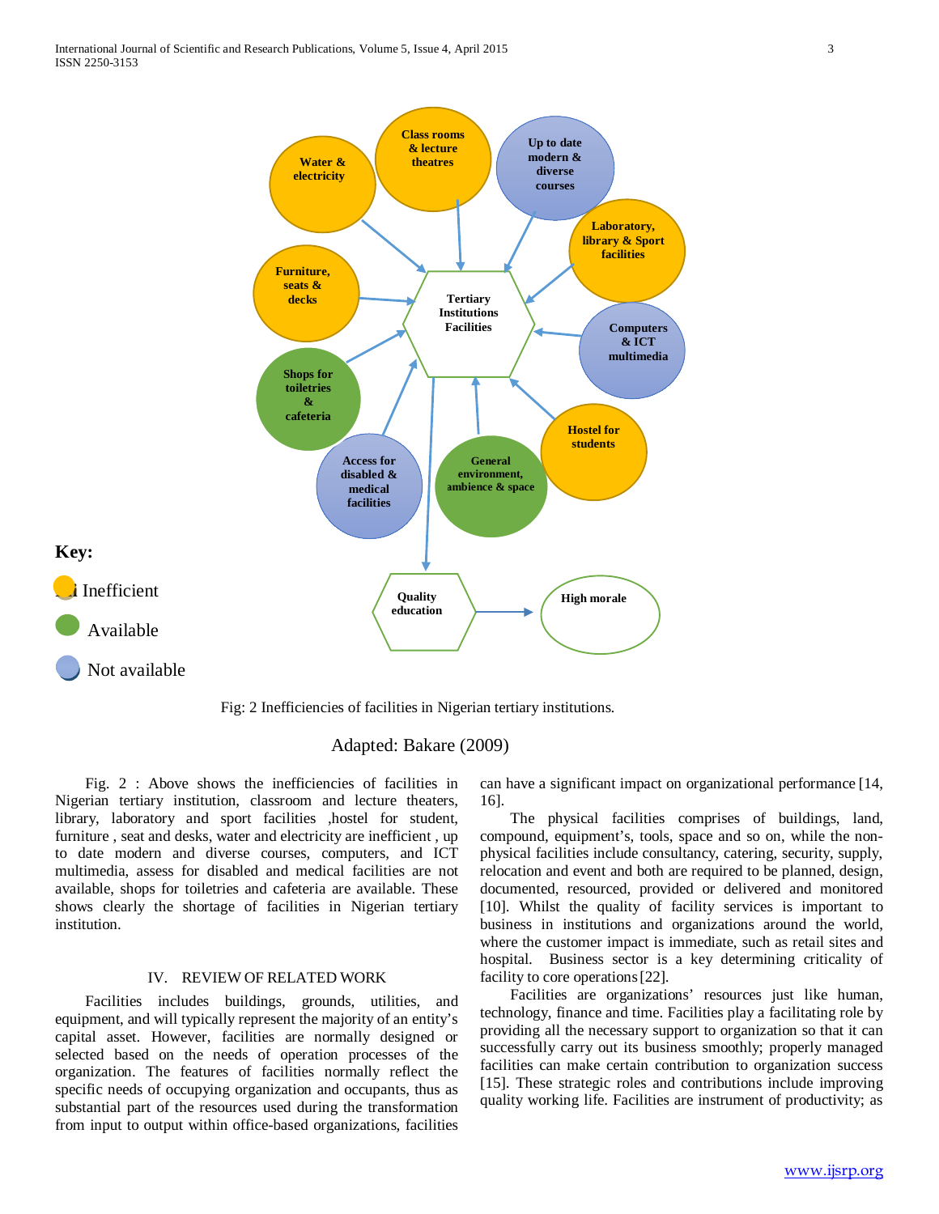Fig: 2 Inefficiencies of facilities in Nigerian tertiary institutions.

Adapted: Bakare (2009)

Fig. 2 : Above shows the inefficiencies of facilities in Nigerian tertiary institution, classroom and lecture theaters, library, laboratory and sport facilities ,hostel for student, furniture , seat and desks, water and electricity are inefficient , up to date modern and diverse courses, computers, and ICT multimedia, assess for disabled and medical facilities are not available, shops for toiletries and cafeteria are available. These shows clearly the shortage of facilities in Nigerian tertiary institution.

## IV. REVIEW OF RELATED WORK

Facilities includes buildings, grounds, utilities, and equipment, and will typically represent the majority of an entity's capital asset. However, facilities are normally designed or selected based on the needs of operation processes of the organization. The features of facilities normally reflect the specific needs of occupying organization and occupants, thus as substantial part of the resources used during the transformation from input to output within office-based organizations, facilities can have a significant impact on organizational performance [14, 16].

The physical facilities comprises of buildings, land, compound, equipment's, tools, space and so on, while the non-physical facilities include consultancy, catering, security, supply, relocation and event and both are required to be planned, design, documented, resourced, provided or delivered and monitored [10]. Whilst the quality of facility services is important to business in institutions and organizations around the world, where the customer impact is immediate, such as retail sites and hospital. Business sector is a key determining criticality of facility to core operations [22].

Facilities are organizations' resources just like human, technology, finance and time. Facilities play a facilitating role by providing all the necessary support to organization so that it can successfully carry out its business smoothly; properly managed facilities can make certain contribution to organization success [15]. These strategic roles and contributions include improving quality working life. Facilities are instrument of productivity; as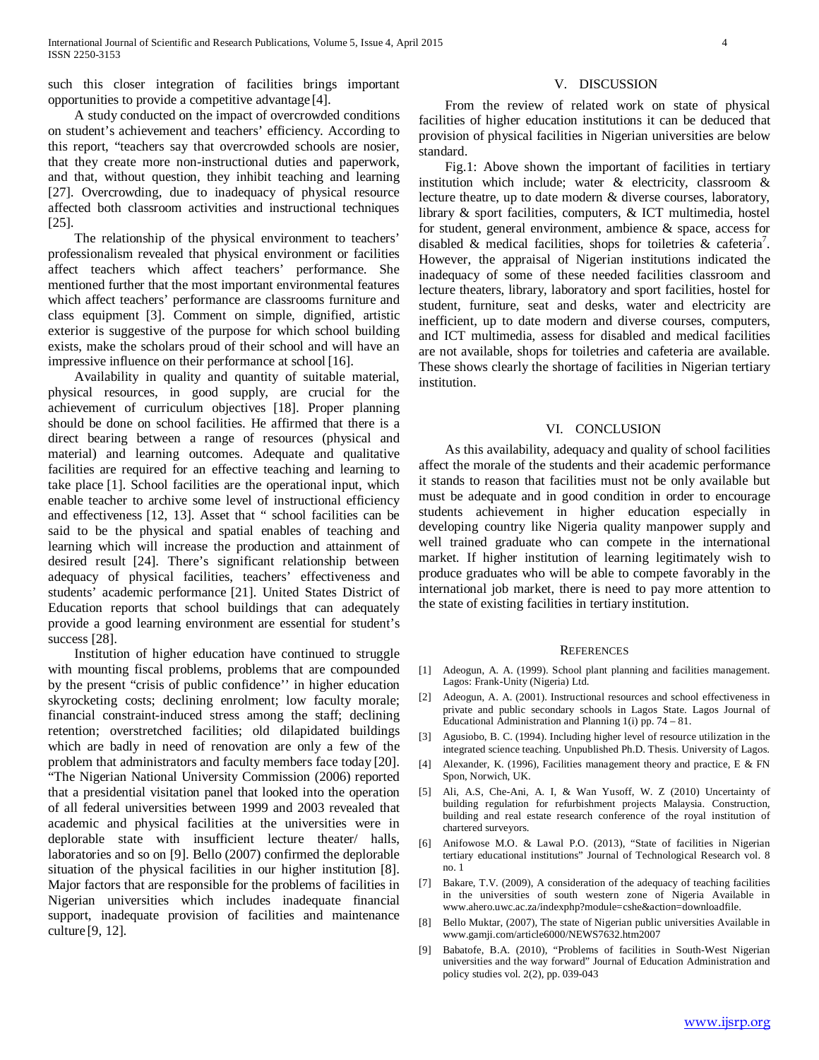such this closer integration of facilities brings important opportunities to provide a competitive advantage [4].

A study conducted on the impact of overcrowded conditions on student's achievement and teachers' efficiency. According to this report, "teachers say that overcrowded schools are nosier, that they create more non-instructional duties and paperwork, and that, without question, they inhibit teaching and learning [27]. Overcrowding, due to inadequacy of physical resource affected both classroom activities and instructional techniques [25].

The relationship of the physical environment to teachers' professionalism revealed that physical environment or facilities affect teachers which affect teachers' performance. She mentioned further that the most important environmental features which affect teachers' performance are classrooms furniture and class equipment [3]. Comment on simple, dignified, artistic exterior is suggestive of the purpose for which school building exists, make the scholars proud of their school and will have an impressive influence on their performance at school [16].

Availability in quality and quantity of suitable material, physical resources, in good supply, are crucial for the achievement of curriculum objectives [18]. Proper planning should be done on school facilities. He affirmed that there is a direct bearing between a range of resources (physical and material) and learning outcomes. Adequate and qualitative facilities are required for an effective teaching and learning to take place [1]. School facilities are the operational input, which enable teacher to archive some level of instructional efficiency and effectiveness [12, 13]. Asset that " school facilities can be said to be the physical and spatial enables of teaching and learning which will increase the production and attainment of desired result [24]. There's significant relationship between adequacy of physical facilities, teachers' effectiveness and students' academic performance [21]. United States District of Education reports that school buildings that can adequately provide a good learning environment are essential for student's success [28].

Institution of higher education have continued to struggle with mounting fiscal problems, problems that are compounded by the present "crisis of public confidence'' in higher education skyrocketing costs; declining enrolment; low faculty morale; financial constraint-induced stress among the staff; declining retention; overstretched facilities; old dilapidated buildings which are badly in need of renovation are only a few of the problem that administrators and faculty members face today [20]. "The Nigerian National University Commission (2006) reported that a presidential visitation panel that looked into the operation of all federal universities between 1999 and 2003 revealed that academic and physical facilities at the universities were in deplorable state with insufficient lecture theater/ halls, laboratories and so on [9]. Bello (2007) confirmed the deplorable situation of the physical facilities in our higher institution [8]. Major factors that are responsible for the problems of facilities in Nigerian universities which includes inadequate financial support, inadequate provision of facilities and maintenance culture [9, 12].

## V. Discussion

From the review of related work on state of physical facilities of higher education institutions it can be deduced that provision of physical facilities in Nigerian universities are below standard.

Fig.1: Above shown the important of facilities in tertiary institution which include; water & electricity, classroom & lecture theatre, up to date modern & diverse courses, laboratory, library & sport facilities, computers, & ICT multimedia, hostel for student, general environment, ambience & space, access for disabled & medical facilities, shops for toiletries & cafeteria[7]. However, the appraisal of Nigerian institutions indicated the inadequacy of some of these needed facilities classroom and lecture theaters, library, laboratory and sport facilities, hostel for student, furniture, seat and desks, water and electricity are inefficient, up to date modern and diverse courses, computers, and ICT multimedia, assess for disabled and medical facilities are not available, shops for toiletries and cafeteria are available. These shows clearly the shortage of facilities in Nigerian tertiary institution.

## VI. Conclusion

As this availability, adequacy and quality of school facilities affect the morale of the students and their academic performance it stands to reason that facilities must not be only available but must be adequate and in good condition in order to encourage students achievement in higher education especially in developing country like Nigeria quality manpower supply and well trained graduate who can compete in the international market. If higher institution of learning legitimately wish to produce graduates who will be able to compete favorably in the international job market, there is need to pay more attention to the state of existing facilities in tertiary institution.

## References

[1] Adeogun, A. A. (1999). School plant planning and facilities management. Lagos: Frank-Unity (Nigeria) Ltd.

[2] Adeogun, A. A. (2001). Instructional resources and school effectiveness in private and public secondary schools in Lagos State. Lagos Journal of Educational Administration and Planning 1(i) pp. 74 – 81.

[3] Agusiobo, B. C. (1994). Including higher level of resource utilization in the integrated science teaching. Unpublished Ph.D. Thesis. University of Lagos.

[4] Alexander, K. (1996), Facilities management theory and practice, E & FN Spon, Norwich, UK.

[5] Ali, A.S, Che-Ani, A. I, & Wan Yusoff, W. Z (2010) Uncertainty of building regulation for refurbishment projects Malaysia. Construction, building and real estate research conference of the royal institution of chartered surveyors.

[6] Anifowose M.O. & Lawal P.O. (2013), "State of facilities in Nigerian tertiary educational institutions" Journal of Technological Research vol. 8 no. 1

[7] Bakare, T.V. (2009), A consideration of the adequacy of teaching facilities in the universities of south western zone of Nigeria Available in www.ahero.uwc.ac.za/indexphp?module=cshe&action=downloadfile.

[8] Bello Muktar, (2007), The state of Nigerian public universities Available in www.gamji.com/article6000/NEWS7632.htm2007

[9] Babatofe, B.A. (2010), "Problems of facilities in South-West Nigerian universities and the way forward" Journal of Education Administration and policy studies vol. 2(2), pp. 039-043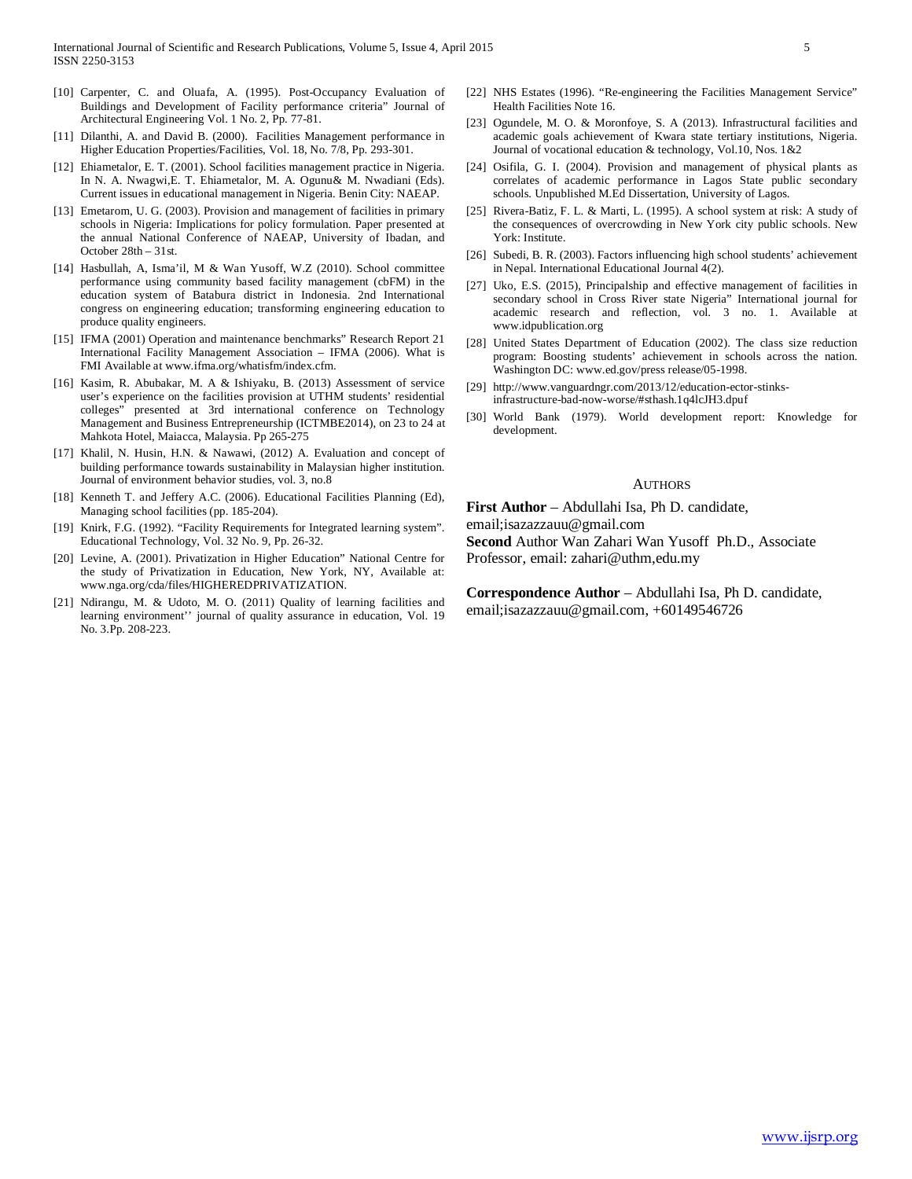[10] Carpenter, C. and Oluafa, A. (1995). Post-Occupancy Evaluation of Buildings and Development of Facility performance criteria" Journal of Architectural Engineering Vol. 1 No. 2, Pp. 77-81.

[11] Dilanthi, A. and David B. (2000). Facilities Management performance in Higher Education Properties/Facilities, Vol. 18, No. 7/8, Pp. 293-301.

[12] Ehiametalor, E. T. (2001). School facilities management practice in Nigeria. In N. A. Nwagwi,E. T. Ehiametalor, M. A. Ogunu& M. Nwadiani (Eds). Current issues in educational management in Nigeria. Benin City: NAEAP.

[13] Emetarom, U. G. (2003). Provision and management of facilities in primary schools in Nigeria: Implications for policy formulation. Paper presented at the annual National Conference of NAEAP, University of Ibadan, and October 28th – 31st.

[14] Hasbullah, A, Isma'il, M & Wan Yusoff, W.Z (2010). School committee performance using community based facility management (cbFM) in the education system of Batabura district in Indonesia. 2nd International congress on engineering education; transforming engineering education to produce quality engineers.

[15] IFMA (2001) Operation and maintenance benchmarks" Research Report 21 International Facility Management Association – IFMA (2006). What is FMI Available at www.ifma.org/whatisfm/index.cfm.

[16] Kasim, R. Abubakar, M. A & Ishiyaku, B. (2013) Assessment of service user's experience on the facilities provision at UTHM students' residential colleges" presented at 3rd international conference on Technology Management and Business Entrepreneurship (ICTMBE2014), on 23 to 24 at Mahkota Hotel, Maiacca, Malaysia. Pp 265-275

[17] Khalil, N. Husin, H.N. & Nawawi, (2012) A. Evaluation and concept of building performance towards sustainability in Malaysian higher institution. Journal of environment behavior studies, vol. 3, no.8

[18] Kenneth T. and Jeffery A.C. (2006). Educational Facilities Planning (Ed), Managing school facilities (pp. 185-204).

[19] Knirk, F.G. (1992). "Facility Requirements for Integrated learning system". Educational Technology, Vol. 32 No. 9, Pp. 26-32.

[20] Levine, A. (2001). Privatization in Higher Education" National Centre for the study of Privatization in Education, New York, NY, Available at: www.nga.org/cda/files/HIGHEREDPRIVATIZATION.

[21] Ndirangu, M. & Udoto, M. O. (2011) Quality of learning facilities and learning environment'' journal of quality assurance in education, Vol. 19 No. 3.Pp. 208-223.

[22] NHS Estates (1996). "Re-engineering the Facilities Management Service" Health Facilities Note 16.

[23] Ogundele, M. O. & Moronfoye, S. A (2013). Infrastructural facilities and academic goals achievement of Kwara state tertiary institutions, Nigeria. Journal of vocational education & technology, Vol.10, Nos. 1&2

[24] Osifila, G. I. (2004). Provision and management of physical plants as correlates of academic performance in Lagos State public secondary schools. Unpublished M.Ed Dissertation, University of Lagos.

[25] Rivera-Batiz, F. L. & Marti, L. (1995). A school system at risk: A study of the consequences of overcrowding in New York city public schools. New York: Institute.

[26] Subedi, B. R. (2003). Factors influencing high school students' achievement in Nepal. International Educational Journal 4(2).

[27] Uko, E.S. (2015), Principalship and effective management of facilities in secondary school in Cross River state Nigeria" International journal for academic research and reflection, vol. 3 no. 1. Available at www.idpublication.org

[28] United States Department of Education (2002). The class size reduction program: Boosting students' achievement in schools across the nation. Washington DC: www.ed.gov/press release/05-1998.

[29] http://www.vanguardngr.com/2013/12/education-ector-stinks-infrastructure-bad-now-worse/#sthash.1q4lcJH3.dpuf

[30] World Bank (1979). World development report: Knowledge for development.

## AUTHORS

**First Author** – Abdullahi Isa, Ph D. candidate, email;isazazzauu@gmail.com

**Second** Author Wan Zahari Wan Yusoff Ph.D., Associate Professor, email: zahari@uthm,edu.my

**Correspondence Author** – Abdullahi Isa, Ph D. candidate, email;isazazzauu@gmail.com, +60149546726